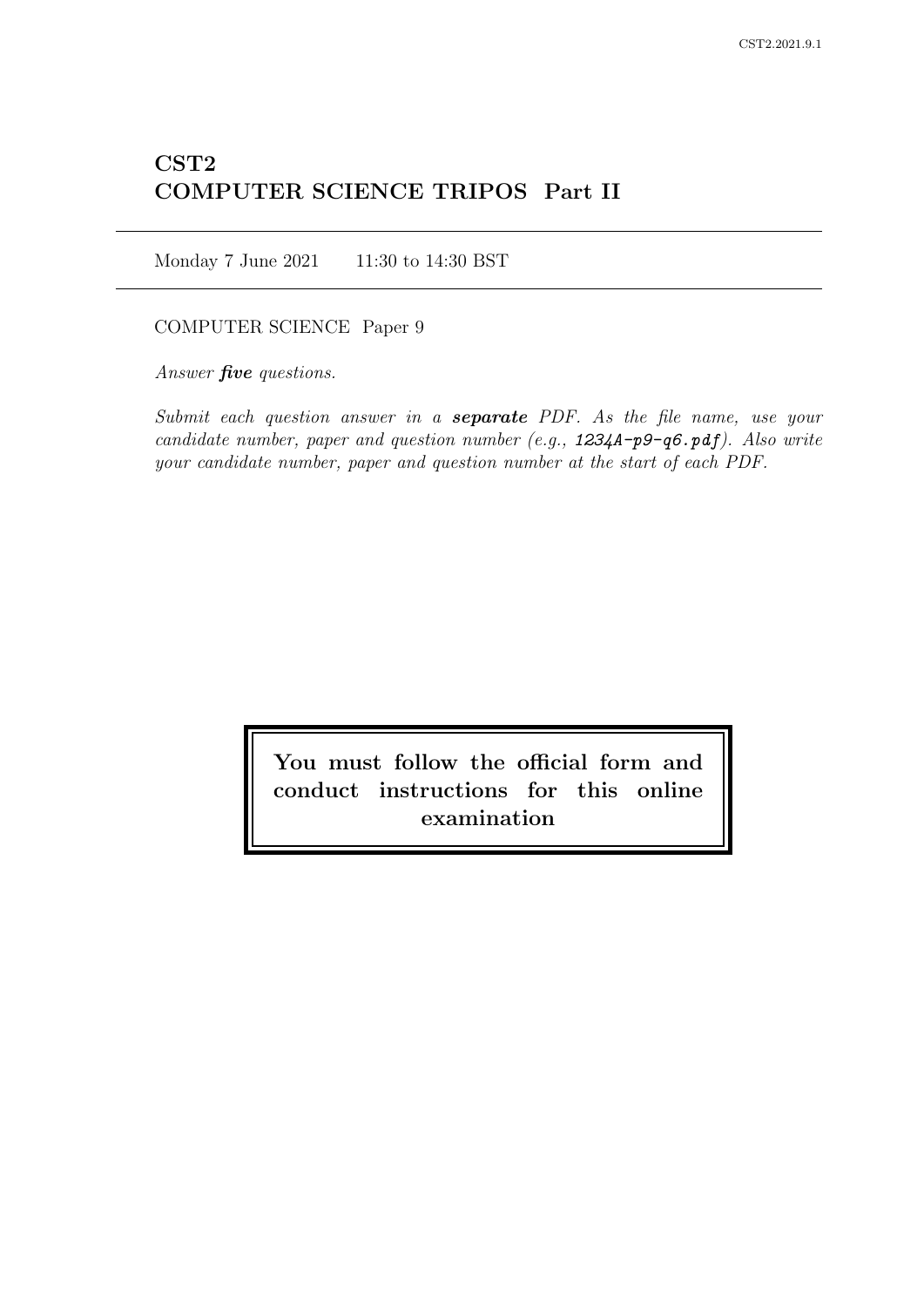# CST2
# COMPUTER SCIENCE TRIPOS Part II

Monday 7 June 2021 11:30 to 14:30 BST

COMPUTER SCIENCE Paper 9

*Answer **five** questions.*

*Submit each question answer in a **separate** PDF. As the file name, use your candidate number, paper and question number (e.g., 1234A-p9-q6.pdf). Also write your candidate number, paper and question number at the start of each PDF.*

**You must follow the official form and conduct instructions for this online examination**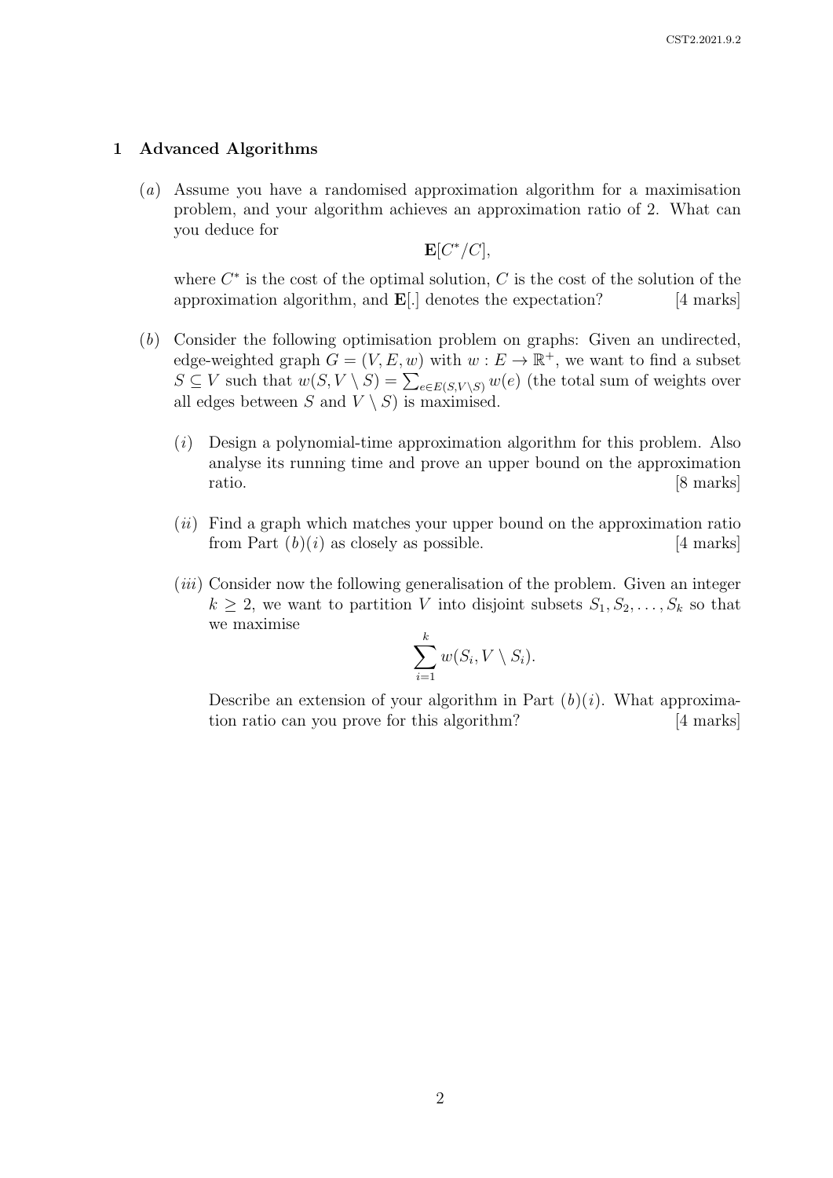## 1 Advanced Algorithms

(*a*) Assume you have a randomised approximation algorithm for a maximisation problem, and your algorithm achieves an approximation ratio of 2. What can you deduce for

$$\mathbf{E}[C^*/C],$$

where $C^*$ is the cost of the optimal solution, $C$ is the cost of the solution of the approximation algorithm, and $\mathbf{E}[.]$ denotes the expectation? [4 marks]

(*b*) Consider the following optimisation problem on graphs: Given an undirected, edge-weighted graph $G = (V, E, w)$ with $w : E \to \mathbb{R}^+$, we want to find a subset $S \subseteq V$ such that $w(S, V \setminus S) = \sum_{e \in E(S, V \setminus S)} w(e)$ (the total sum of weights over all edges between $S$ and $V \setminus S$) is maximised.

(*i*) Design a polynomial-time approximation algorithm for this problem. Also analyse its running time and prove an upper bound on the approximation ratio. [8 marks]

(*ii*) Find a graph which matches your upper bound on the approximation ratio from Part (*b*)(*i*) as closely as possible. [4 marks]

(*iii*) Consider now the following generalisation of the problem. Given an integer $k \geq 2$, we want to partition $V$ into disjoint subsets $S_1, S_2, \ldots, S_k$ so that we maximise

$$\sum_{i=1}^{k} w(S_i, V \setminus S_i).$$

Describe an extension of your algorithm in Part (*b*)(*i*). What approximation ratio can you prove for this algorithm? [4 marks]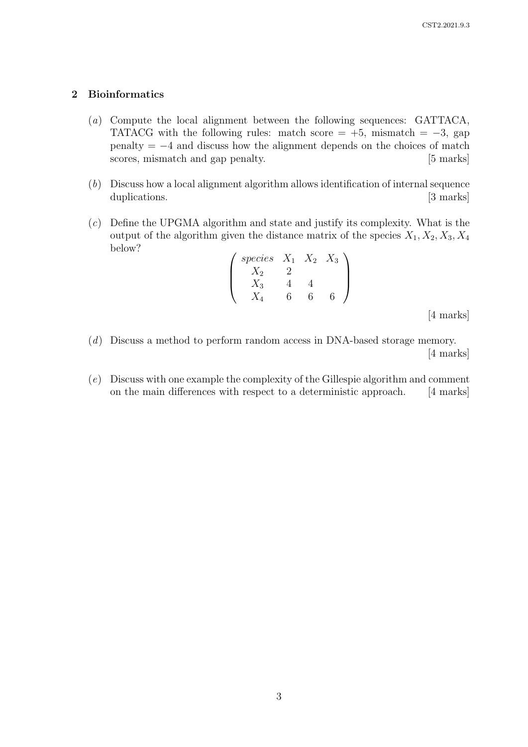## 2 Bioinformatics

(*a*) Compute the local alignment between the following sequences: GATTACA, TATACG with the following rules: match score = +5, mismatch = −3, gap penalty = −4 and discuss how the alignment depends on the choices of match scores, mismatch and gap penalty. [5 marks]

(*b*) Discuss how a local alignment algorithm allows identification of internal sequence duplications. [3 marks]

(*c*) Define the UPGMA algorithm and state and justify its complexity. What is the output of the algorithm given the distance matrix of the species $X_1, X_2, X_3, X_4$ below?

$$\begin{pmatrix} species & X_1 & X_2 & X_3 \\ X_2 & 2 & & \\ X_3 & 4 & 4 & \\ X_4 & 6 & 6 & 6 \end{pmatrix}$$

[4 marks]

(*d*) Discuss a method to perform random access in DNA-based storage memory. [4 marks]

(*e*) Discuss with one example the complexity of the Gillespie algorithm and comment on the main differences with respect to a deterministic approach. [4 marks]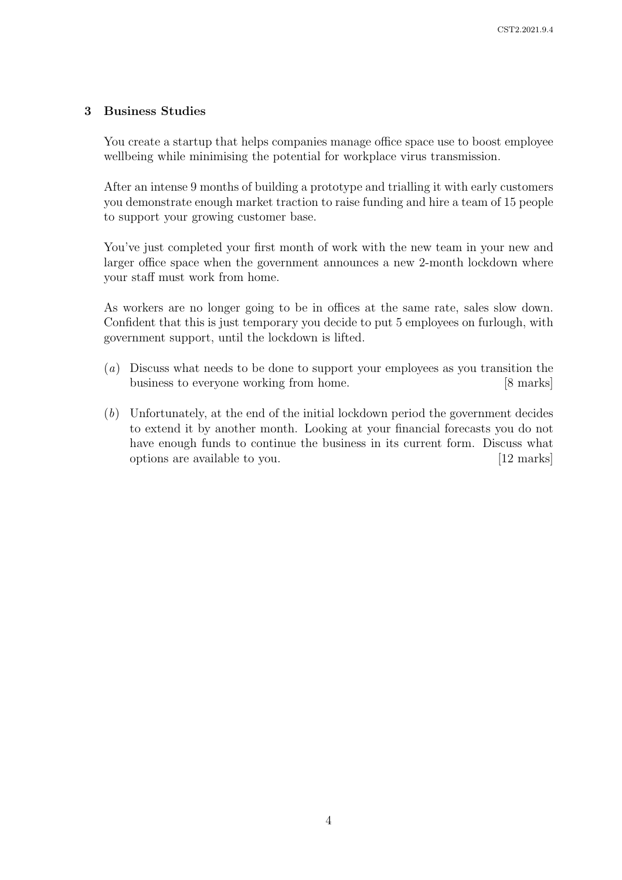## 3 Business Studies

You create a startup that helps companies manage office space use to boost employee wellbeing while minimising the potential for workplace virus transmission.

After an intense 9 months of building a prototype and trialling it with early customers you demonstrate enough market traction to raise funding and hire a team of 15 people to support your growing customer base.

You've just completed your first month of work with the new team in your new and larger office space when the government announces a new 2-month lockdown where your staff must work from home.

As workers are no longer going to be in offices at the same rate, sales slow down. Confident that this is just temporary you decide to put 5 employees on furlough, with government support, until the lockdown is lifted.

(*a*) Discuss what needs to be done to support your employees as you transition the business to everyone working from home. [8 marks]

(*b*) Unfortunately, at the end of the initial lockdown period the government decides to extend it by another month. Looking at your financial forecasts you do not have enough funds to continue the business in its current form. Discuss what options are available to you. [12 marks]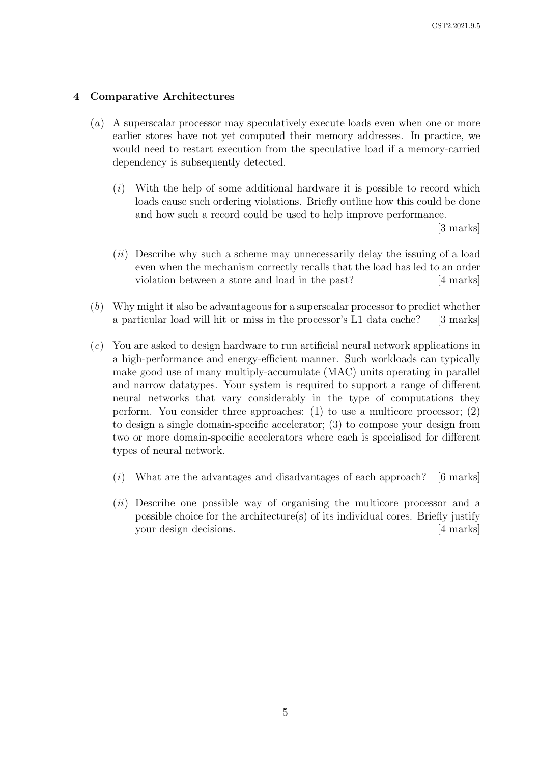## 4 Comparative Architectures

(*a*) A superscalar processor may speculatively execute loads even when one or more earlier stores have not yet computed their memory addresses. In practice, we would need to restart execution from the speculative load if a memory-carried dependency is subsequently detected.

(*i*) With the help of some additional hardware it is possible to record which loads cause such ordering violations. Briefly outline how this could be done and how such a record could be used to help improve performance. [3 marks]

(*ii*) Describe why such a scheme may unnecessarily delay the issuing of a load even when the mechanism correctly recalls that the load has led to an order violation between a store and load in the past? [4 marks]

(*b*) Why might it also be advantageous for a superscalar processor to predict whether a particular load will hit or miss in the processor's L1 data cache? [3 marks]

(*c*) You are asked to design hardware to run artificial neural network applications in a high-performance and energy-efficient manner. Such workloads can typically make good use of many multiply-accumulate (MAC) units operating in parallel and narrow datatypes. Your system is required to support a range of different neural networks that vary considerably in the type of computations they perform. You consider three approaches: (1) to use a multicore processor; (2) to design a single domain-specific accelerator; (3) to compose your design from two or more domain-specific accelerators where each is specialised for different types of neural network.

(*i*) What are the advantages and disadvantages of each approach? [6 marks]

(*ii*) Describe one possible way of organising the multicore processor and a possible choice for the architecture(s) of its individual cores. Briefly justify your design decisions. [4 marks]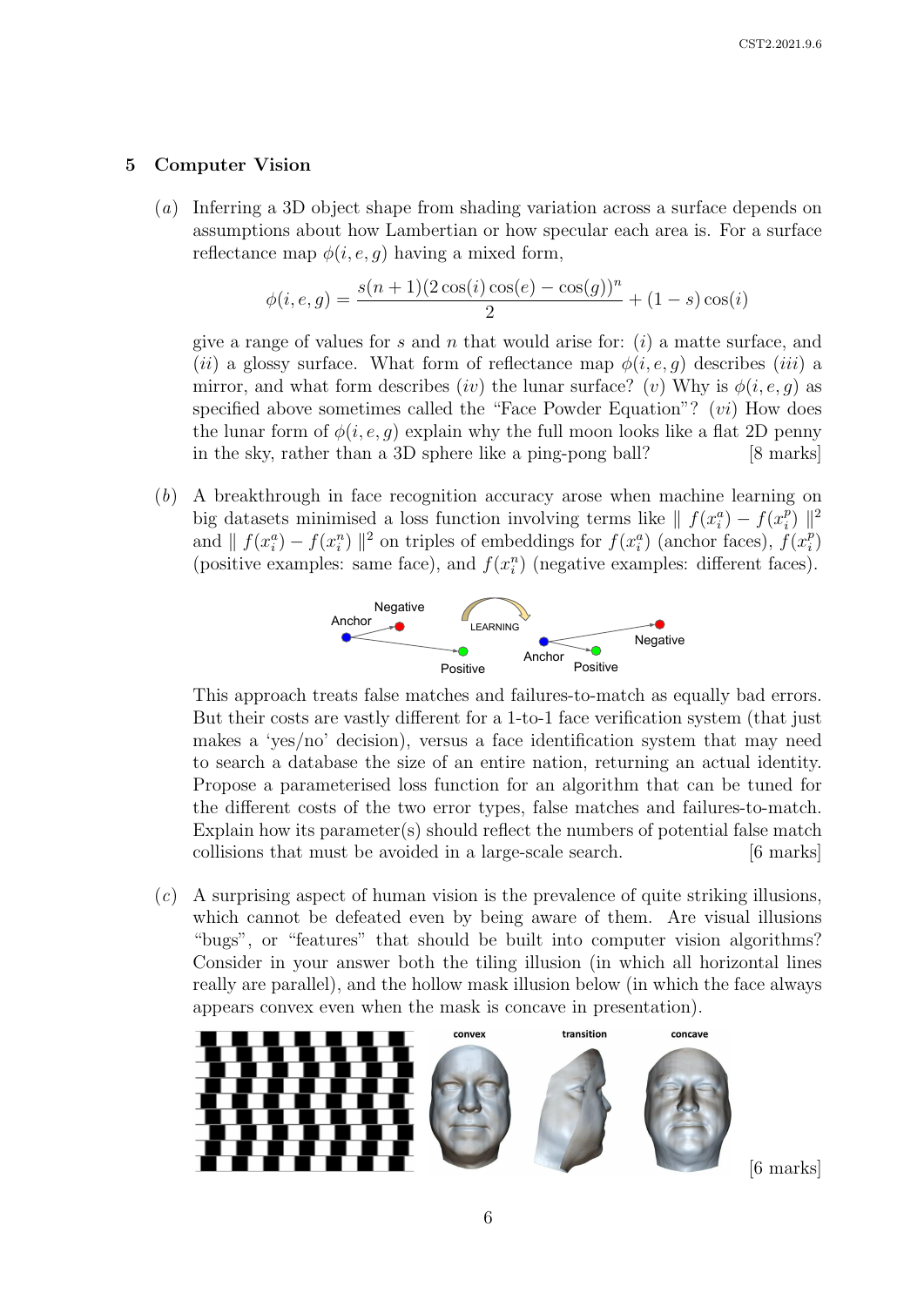## 5 Computer Vision

(*a*) Inferring a 3D object shape from shading variation across a surface depends on assumptions about how Lambertian or how specular each area is. For a surface reflectance map $\phi(i, e, g)$ having a mixed form,

$$\phi(i, e, g) = \frac{s(n+1)(2\cos(i)\cos(e) - \cos(g))^n}{2} + (1 - s)\cos(i)$$

give a range of values for $s$ and $n$ that would arise for: (*i*) a matte surface, and (*ii*) a glossy surface. What form of reflectance map $\phi(i, e, g)$ describes (*iii*) a mirror, and what form describes (*iv*) the lunar surface? (*v*) Why is $\phi(i, e, g)$ as specified above sometimes called the "Face Powder Equation"? (*vi*) How does the lunar form of $\phi(i, e, g)$ explain why the full moon looks like a flat 2D penny in the sky, rather than a 3D sphere like a ping-pong ball? [8 marks]

(*b*) A breakthrough in face recognition accuracy arose when machine learning on big datasets minimised a loss function involving terms like $\| f(x_i^a) - f(x_i^p) \|^2$ and $\| f(x_i^a) - f(x_i^n) \|^2$ on triples of embeddings for $f(x_i^a)$ (anchor faces), $f(x_i^p)$ (positive examples: same face), and $f(x_i^n)$ (negative examples: different faces).

This approach treats false matches and failures-to-match as equally bad errors. But their costs are vastly different for a 1-to-1 face verification system (that just makes a 'yes/no' decision), versus a face identification system that may need to search a database the size of an entire nation, returning an actual identity. Propose a parameterised loss function for an algorithm that can be tuned for the different costs of the two error types, false matches and failures-to-match. Explain how its parameter(s) should reflect the numbers of potential false match collisions that must be avoided in a large-scale search. [6 marks]

(*c*) A surprising aspect of human vision is the prevalence of quite striking illusions, which cannot be defeated even by being aware of them. Are visual illusions "bugs", or "features" that should be built into computer vision algorithms? Consider in your answer both the tiling illusion (in which all horizontal lines really are parallel), and the hollow mask illusion below (in which the face always appears convex even when the mask is concave in presentation).

[6 marks]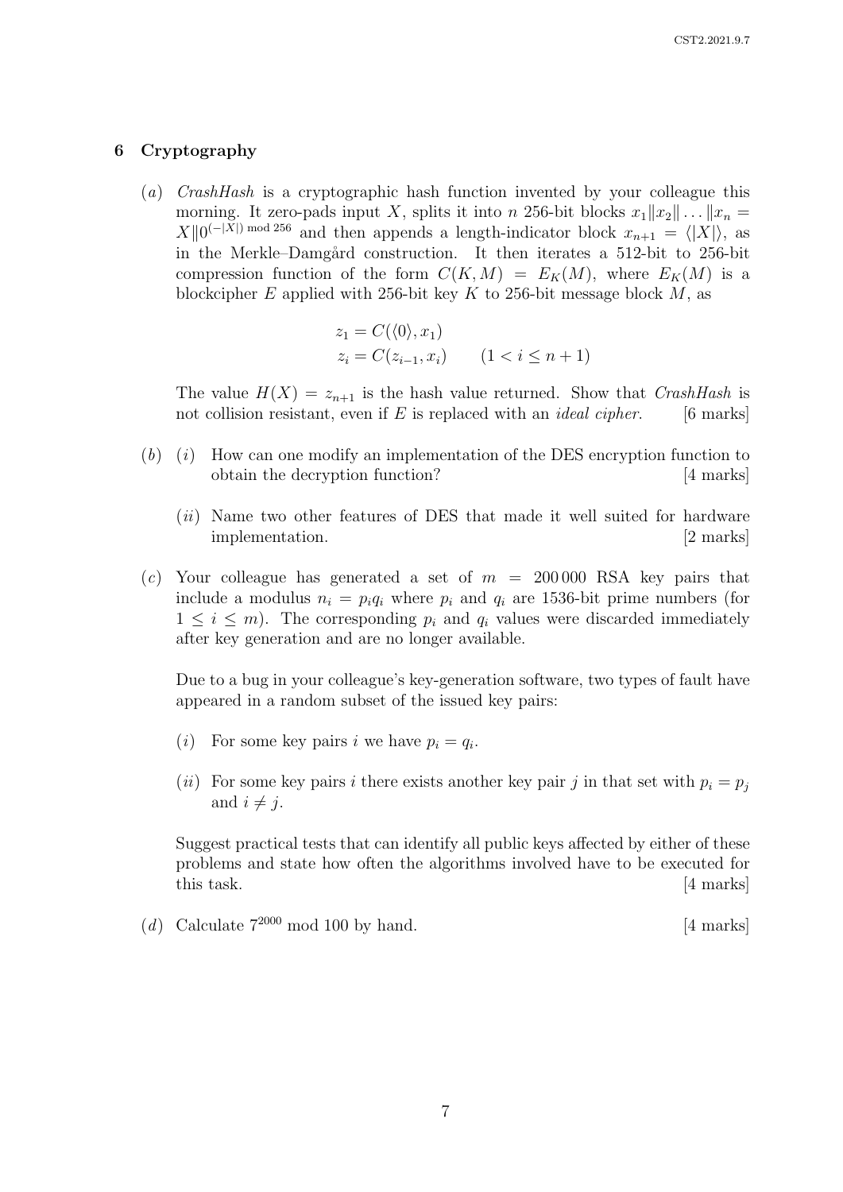## 6 Cryptography

(*a*) *CrashHash* is a cryptographic hash function invented by your colleague this morning. It zero-pads input $X$, splits it into $n$ 256-bit blocks $x_1 \| x_2 \| \ldots \| x_n = X \| 0^{(-|X|) \bmod 256}$ and then appends a length-indicator block $x_{n+1} = \langle |X| \rangle$, as in the Merkle–Damgård construction. It then iterates a 512-bit to 256-bit compression function of the form $C(K, M) = E_K(M)$, where $E_K(M)$ is a blockcipher $E$ applied with 256-bit key $K$ to 256-bit message block $M$, as

$$
\begin{aligned}
z_1 &= C(\langle 0 \rangle, x_1) \\
z_i &= C(z_{i-1}, x_i) \qquad (1 < i \leq n+1)
\end{aligned}
$$

The value $H(X) = z_{n+1}$ is the hash value returned. Show that *CrashHash* is not collision resistant, even if $E$ is replaced with an *ideal cipher*. [6 marks]

(*b*) (*i*) How can one modify an implementation of the DES encryption function to obtain the decryption function? [4 marks]

(*ii*) Name two other features of DES that made it well suited for hardware implementation. [2 marks]

(*c*) Your colleague has generated a set of $m = 200\,000$ RSA key pairs that include a modulus $n_i = p_i q_i$ where $p_i$ and $q_i$ are 1536-bit prime numbers (for $1 \leq i \leq m$). The corresponding $p_i$ and $q_i$ values were discarded immediately after key generation and are no longer available.

Due to a bug in your colleague's key-generation software, two types of fault have appeared in a random subset of the issued key pairs:

(*i*) For some key pairs $i$ we have $p_i = q_i$.

(*ii*) For some key pairs $i$ there exists another key pair $j$ in that set with $p_i = p_j$ and $i \neq j$.

Suggest practical tests that can identify all public keys affected by either of these problems and state how often the algorithms involved have to be executed for this task. [4 marks]

(*d*) Calculate $7^{2000} \bmod 100$ by hand. [4 marks]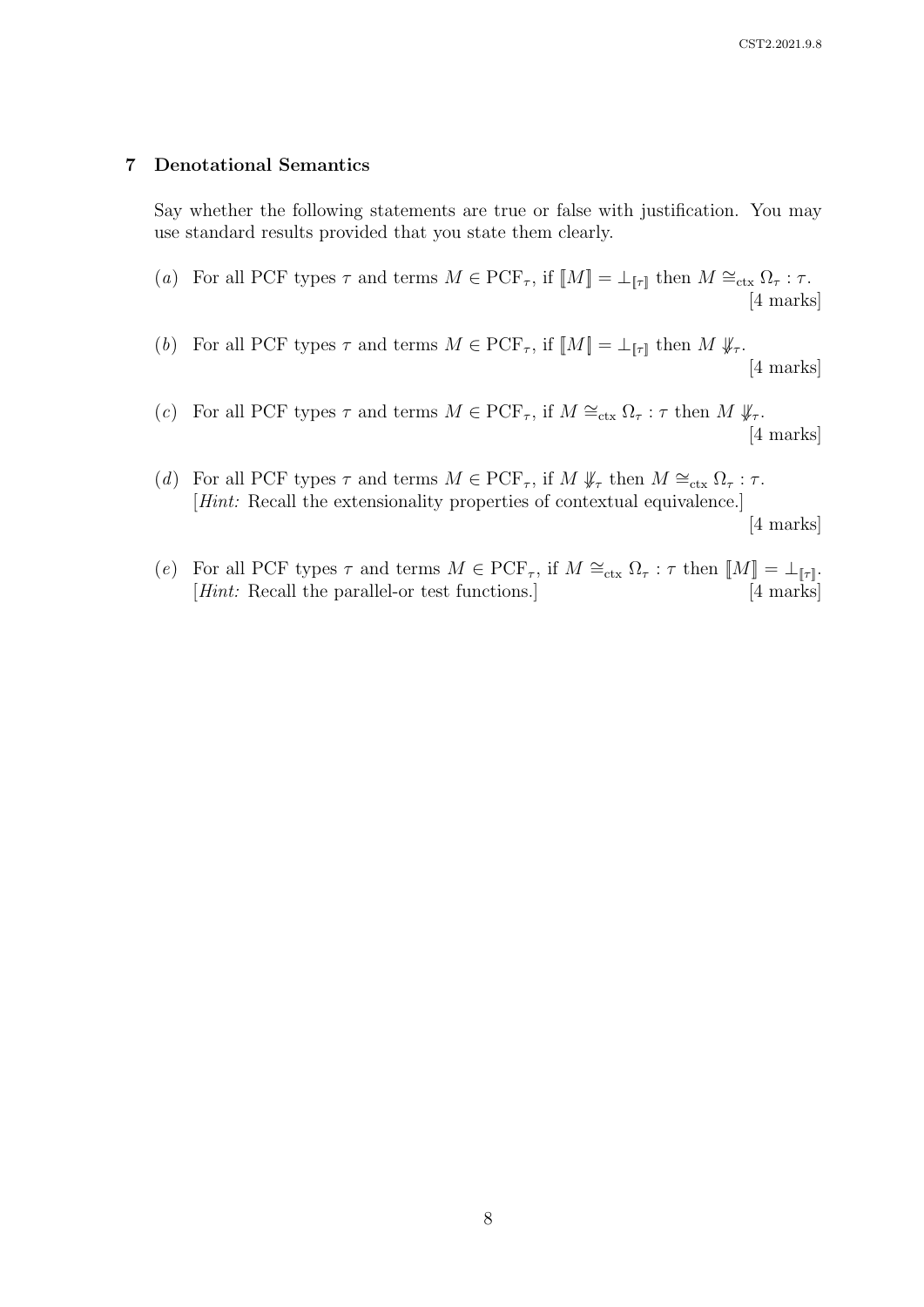## 7 Denotational Semantics

Say whether the following statements are true or false with justification. You may use standard results provided that you state them clearly.

(*a*) For all PCF types $\tau$ and terms $M \in \mathrm{PCF}_\tau$, if $[\![M]\!] = \bot_{[\![\tau]\!]}$ then $M \cong_{\mathrm{ctx}} \Omega_\tau : \tau$. [4 marks]

(*b*) For all PCF types $\tau$ and terms $M \in \mathrm{PCF}_\tau$, if $[\![M]\!] = \bot_{[\![\tau]\!]}$ then $M \not\Downarrow_\tau$. [4 marks]

(*c*) For all PCF types $\tau$ and terms $M \in \mathrm{PCF}_\tau$, if $M \cong_{\mathrm{ctx}} \Omega_\tau : \tau$ then $M \not\Downarrow_\tau$. [4 marks]

(*d*) For all PCF types $\tau$ and terms $M \in \mathrm{PCF}_\tau$, if $M \not\Downarrow_\tau$ then $M \cong_{\mathrm{ctx}} \Omega_\tau : \tau$. [*Hint:* Recall the extensionality properties of contextual equivalence.] [4 marks]

(*e*) For all PCF types $\tau$ and terms $M \in \mathrm{PCF}_\tau$, if $M \cong_{\mathrm{ctx}} \Omega_\tau : \tau$ then $[\![M]\!] = \bot_{[\![\tau]\!]}$. [*Hint:* Recall the parallel-or test functions.] [4 marks]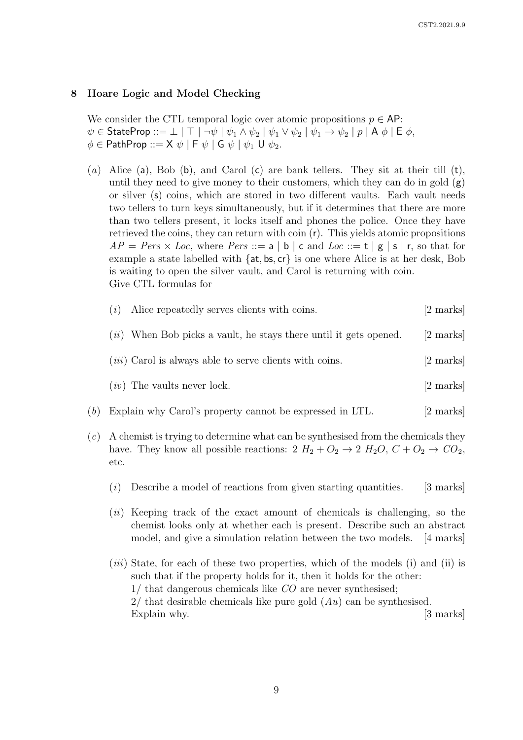## 8 Hoare Logic and Model Checking

We consider the CTL temporal logic over atomic propositions $p \in \mathsf{AP}$:
$\psi \in \mathsf{StateProp} ::= \bot \mid \top \mid \neg\psi \mid \psi_1 \wedge \psi_2 \mid \psi_1 \vee \psi_2 \mid \psi_1 \to \psi_2 \mid p \mid \mathsf{A}\ \phi \mid \mathsf{E}\ \phi$,
$\phi \in \mathsf{PathProp} ::= \mathsf{X}\ \psi \mid \mathsf{F}\ \psi \mid \mathsf{G}\ \psi \mid \psi_1\ \mathsf{U}\ \psi_2$.

(*a*) Alice ($\mathsf{a}$), Bob ($\mathsf{b}$), and Carol ($\mathsf{c}$) are bank tellers. They sit at their till ($\mathsf{t}$), until they need to give money to their customers, which they can do in gold ($\mathsf{g}$) or silver ($\mathsf{s}$) coins, which are stored in two different vaults. Each vault needs two tellers to turn keys simultaneously, but if it determines that there are more than two tellers present, it locks itself and phones the police. Once they have retrieved the coins, they can return with coin ($\mathsf{r}$). This yields atomic propositions $AP = Pers \times Loc$, where $Pers ::= \mathsf{a} \mid \mathsf{b} \mid \mathsf{c}$ and $Loc ::= \mathsf{t} \mid \mathsf{g} \mid \mathsf{s} \mid \mathsf{r}$, so that for example a state labelled with $\{\mathsf{at}, \mathsf{bs}, \mathsf{cr}\}$ is one where Alice is at her desk, Bob is waiting to open the silver vault, and Carol is returning with coin.
Give CTL formulas for

(*i*) Alice repeatedly serves clients with coins. [2 marks]

(*ii*) When Bob picks a vault, he stays there until it gets opened. [2 marks]

(*iii*) Carol is always able to serve clients with coins. [2 marks]

(*iv*) The vaults never lock. [2 marks]

(*b*) Explain why Carol's property cannot be expressed in LTL. [2 marks]

(*c*) A chemist is trying to determine what can be synthesised from the chemicals they have. They know all possible reactions: $2\ H_2 + O_2 \to 2\ H_2O$, $C + O_2 \to CO_2$, etc.

(*i*) Describe a model of reactions from given starting quantities. [3 marks]

(*ii*) Keeping track of the exact amount of chemicals is challenging, so the chemist looks only at whether each is present. Describe such an abstract model, and give a simulation relation between the two models. [4 marks]

(*iii*) State, for each of these two properties, which of the models (i) and (ii) is such that if the property holds for it, then it holds for the other:
1/ that dangerous chemicals like $CO$ are never synthesised;
2/ that desirable chemicals like pure gold ($Au$) can be synthesised.
Explain why. [3 marks]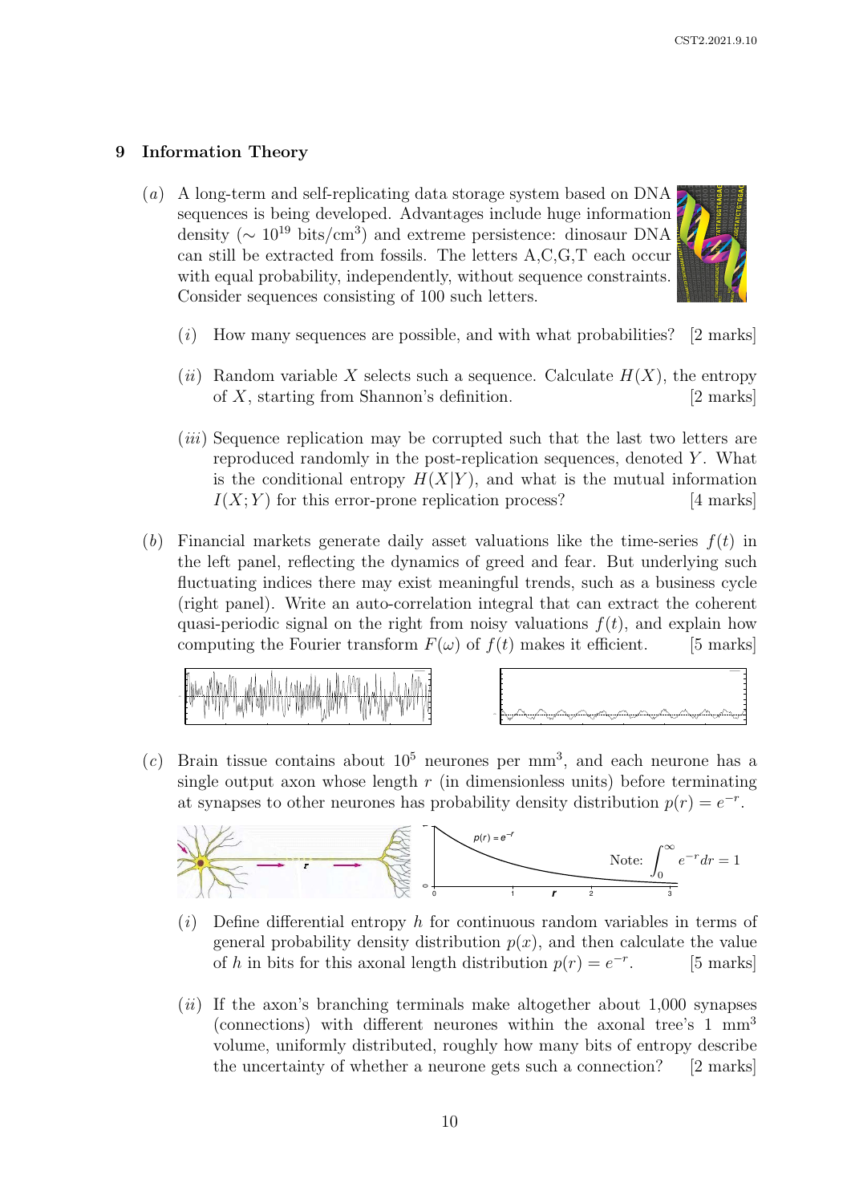## 9 Information Theory

(*a*) A long-term and self-replicating data storage system based on DNA sequences is being developed. Advantages include huge information density ($\sim 10^{19}$ bits/cm$^3$) and extreme persistence: dinosaur DNA can still be extracted from fossils. The letters A,C,G,T each occur with equal probability, independently, without sequence constraints. Consider sequences consisting of 100 such letters.

(*i*) How many sequences are possible, and with what probabilities? [2 marks]

(*ii*) Random variable $X$ selects such a sequence. Calculate $H(X)$, the entropy of $X$, starting from Shannon's definition. [2 marks]

(*iii*) Sequence replication may be corrupted such that the last two letters are reproduced randomly in the post-replication sequences, denoted $Y$. What is the conditional entropy $H(X|Y)$, and what is the mutual information $I(X;Y)$ for this error-prone replication process? [4 marks]

(*b*) Financial markets generate daily asset valuations like the time-series $f(t)$ in the left panel, reflecting the dynamics of greed and fear. But underlying such fluctuating indices there may exist meaningful trends, such as a business cycle (right panel). Write an auto-correlation integral that can extract the coherent quasi-periodic signal on the right from noisy valuations $f(t)$, and explain how computing the Fourier transform $F(\omega)$ of $f(t)$ makes it efficient. [5 marks]

(*c*) Brain tissue contains about $10^5$ neurones per mm$^3$, and each neurone has a single output axon whose length $r$ (in dimensionless units) before terminating at synapses to other neurones has probability density distribution $p(r) = e^{-r}$.

Note: $\displaystyle\int_0^\infty e^{-r} dr = 1$

(*i*) Define differential entropy $h$ for continuous random variables in terms of general probability density distribution $p(x)$, and then calculate the value of $h$ in bits for this axonal length distribution $p(r) = e^{-r}$. [5 marks]

(*ii*) If the axon's branching terminals make altogether about 1,000 synapses (connections) with different neurones within the axonal tree's 1 mm$^3$ volume, uniformly distributed, roughly how many bits of entropy describe the uncertainty of whether a neurone gets such a connection? [2 marks]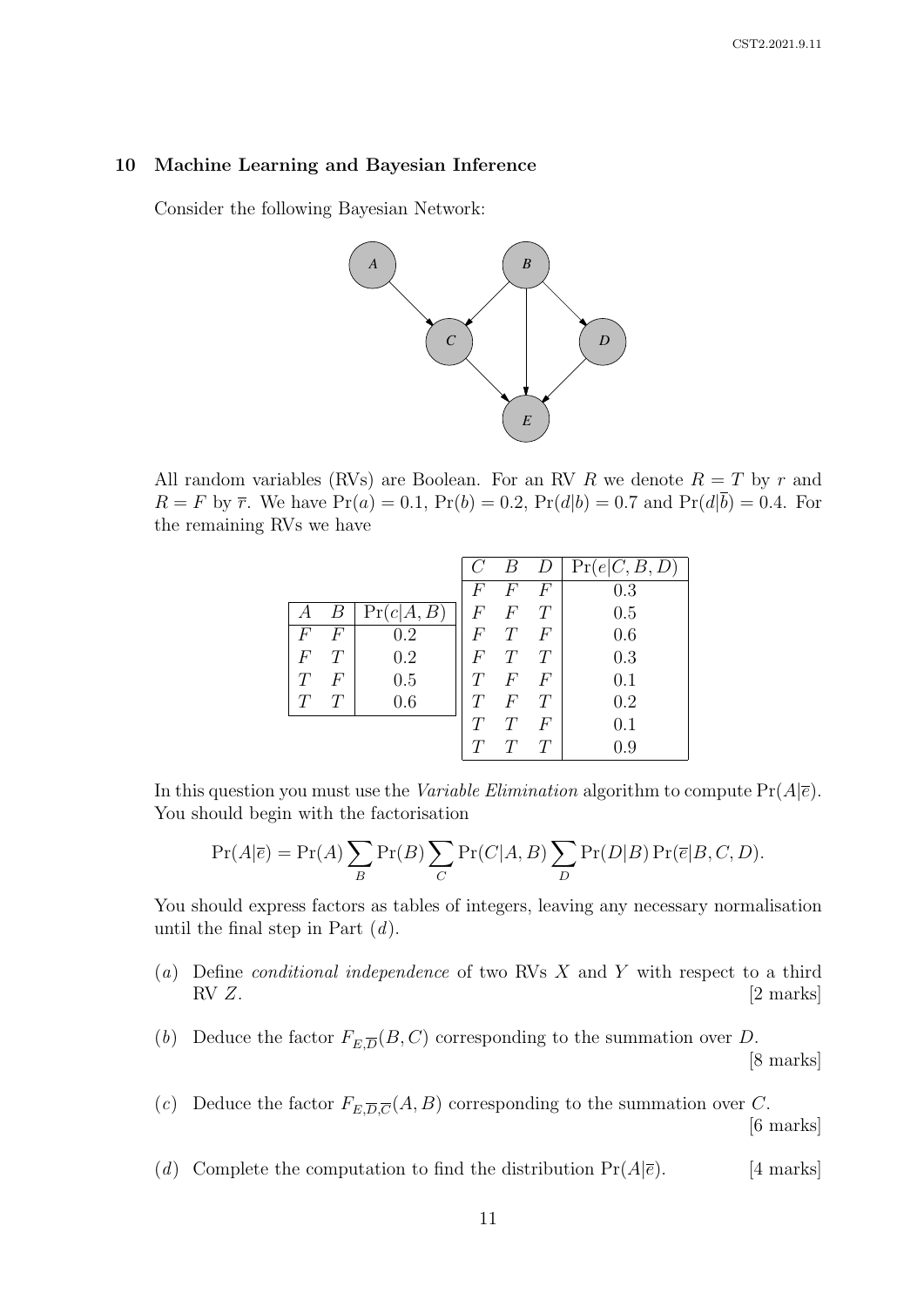## 10 Machine Learning and Bayesian Inference

Consider the following Bayesian Network:

All random variables (RVs) are Boolean. For an RV $R$ we denote $R = T$ by $r$ and $R = F$ by $\overline{r}$. We have $\Pr(a) = 0.1$, $\Pr(b) = 0.2$, $\Pr(d|b) = 0.7$ and $\Pr(d|\overline{b}) = 0.4$. For the remaining RVs we have

| $A$ | $B$ | $\Pr(c\|A,B)$ |
|---|---|---|
| $F$ | $F$ | 0.2 |
| $F$ | $T$ | 0.2 |
| $T$ | $F$ | 0.5 |
| $T$ | $T$ | 0.6 |

| $C$ | $B$ | $D$ | $\Pr(e\|C,B,D)$ |
|---|---|---|---|
| $F$ | $F$ | $F$ | 0.3 |
| $F$ | $F$ | $T$ | 0.5 |
| $F$ | $T$ | $F$ | 0.6 |
| $F$ | $T$ | $T$ | 0.3 |
| $T$ | $F$ | $F$ | 0.1 |
| $T$ | $F$ | $T$ | 0.2 |
| $T$ | $T$ | $F$ | 0.1 |
| $T$ | $T$ | $T$ | 0.9 |

In this question you must use the *Variable Elimination* algorithm to compute $\Pr(A|\overline{e})$. You should begin with the factorisation

$$\Pr(A|\overline{e}) = \Pr(A) \sum_B \Pr(B) \sum_C \Pr(C|A,B) \sum_D \Pr(D|B) \Pr(\overline{e}|B,C,D).$$

You should express factors as tables of integers, leaving any necessary normalisation until the final step in Part ($d$).

($a$) Define *conditional independence* of two RVs $X$ and $Y$ with respect to a third RV $Z$. [2 marks]

($b$) Deduce the factor $F_{E,\overline{D}}(B,C)$ corresponding to the summation over $D$. [8 marks]

($c$) Deduce the factor $F_{E,\overline{D},\overline{C}}(A,B)$ corresponding to the summation over $C$. [6 marks]

($d$) Complete the computation to find the distribution $\Pr(A|\overline{e})$. [4 marks]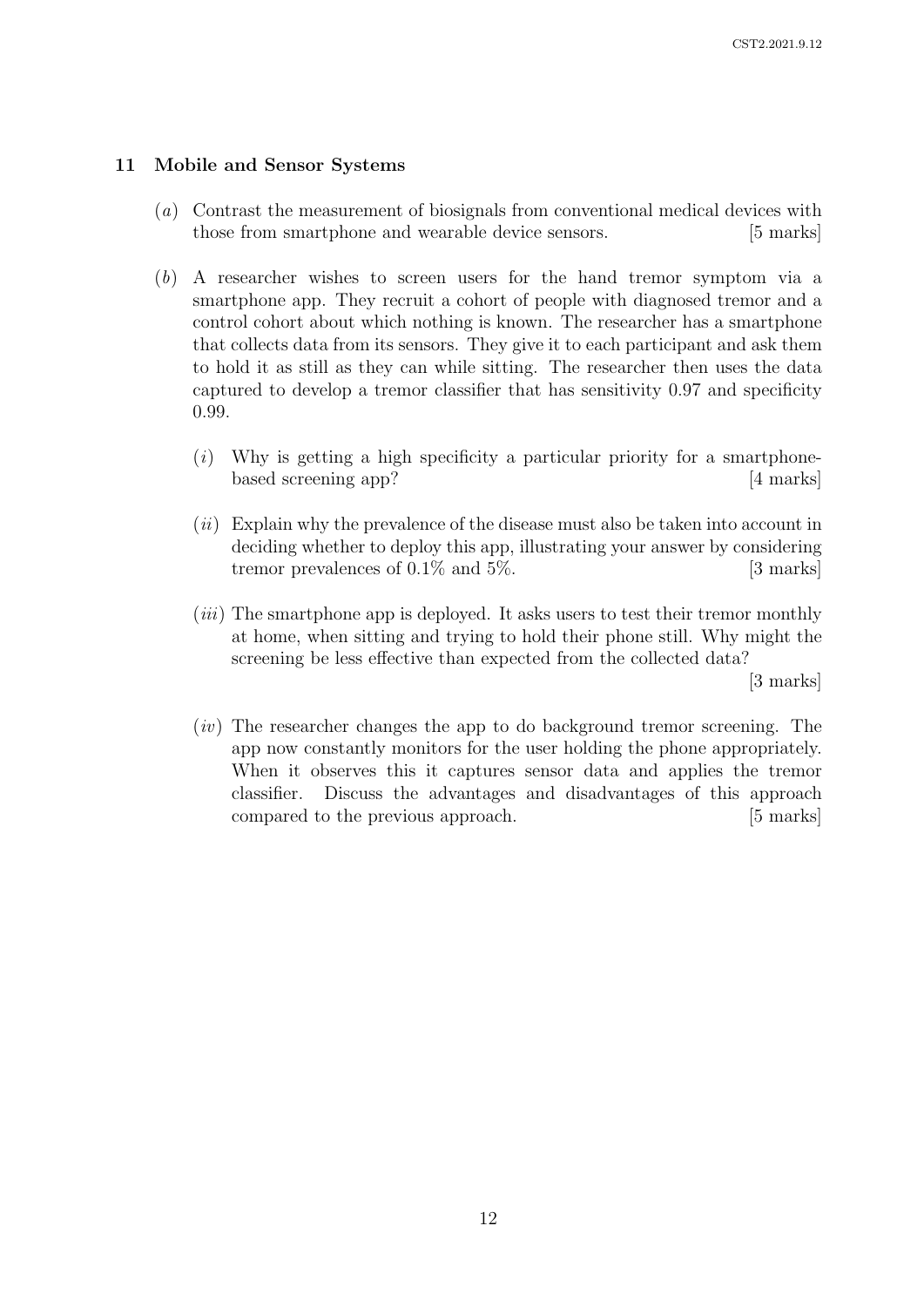## 11 Mobile and Sensor Systems

(*a*) Contrast the measurement of biosignals from conventional medical devices with those from smartphone and wearable device sensors. [5 marks]

(*b*) A researcher wishes to screen users for the hand tremor symptom via a smartphone app. They recruit a cohort of people with diagnosed tremor and a control cohort about which nothing is known. The researcher has a smartphone that collects data from its sensors. They give it to each participant and ask them to hold it as still as they can while sitting. The researcher then uses the data captured to develop a tremor classifier that has sensitivity 0.97 and specificity 0.99.

(*i*) Why is getting a high specificity a particular priority for a smartphone-based screening app? [4 marks]

(*ii*) Explain why the prevalence of the disease must also be taken into account in deciding whether to deploy this app, illustrating your answer by considering tremor prevalences of 0.1% and 5%. [3 marks]

(*iii*) The smartphone app is deployed. It asks users to test their tremor monthly at home, when sitting and trying to hold their phone still. Why might the screening be less effective than expected from the collected data? [3 marks]

(*iv*) The researcher changes the app to do background tremor screening. The app now constantly monitors for the user holding the phone appropriately. When it observes this it captures sensor data and applies the tremor classifier. Discuss the advantages and disadvantages of this approach compared to the previous approach. [5 marks]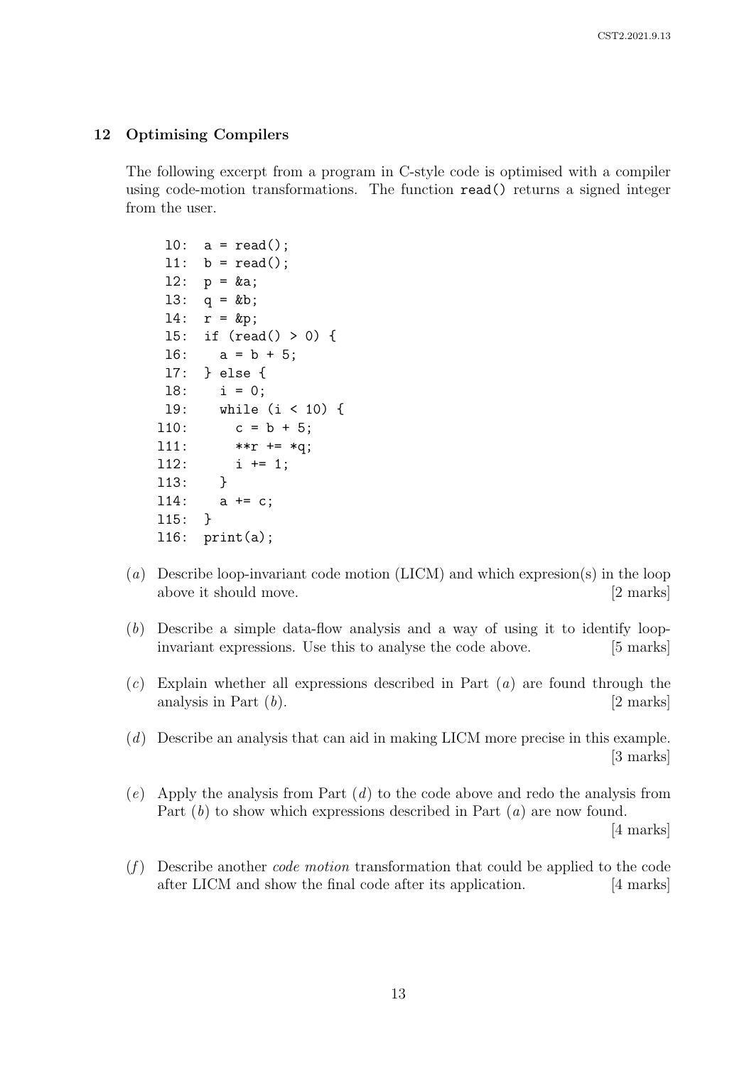## 12 Optimising Compilers

The following excerpt from a program in C-style code is optimised with a compiler using code-motion transformations. The function `read()` returns a signed integer from the user.

```
 l0:  a = read();
 l1:  b = read();
 l2:  p = &a;
 l3:  q = &b;
 l4:  r = &p;
 l5:  if (read() > 0) {
 l6:    a = b + 5;
 l7:  } else {
 l8:    i = 0;
 l9:    while (i < 10) {
l10:      c = b + 5;
l11:      **r += *q;
l12:      i += 1;
l13:    }
l14:    a += c;
l15:  }
l16:  print(a);
```

(*a*) Describe loop-invariant code motion (LICM) and which expresion(s) in the loop above it should move. [2 marks]

(*b*) Describe a simple data-flow analysis and a way of using it to identify loop-invariant expressions. Use this to analyse the code above. [5 marks]

(*c*) Explain whether all expressions described in Part (*a*) are found through the analysis in Part (*b*). [2 marks]

(*d*) Describe an analysis that can aid in making LICM more precise in this example. [3 marks]

(*e*) Apply the analysis from Part (*d*) to the code above and redo the analysis from Part (*b*) to show which expressions described in Part (*a*) are now found. [4 marks]

(*f*) Describe another *code motion* transformation that could be applied to the code after LICM and show the final code after its application. [4 marks]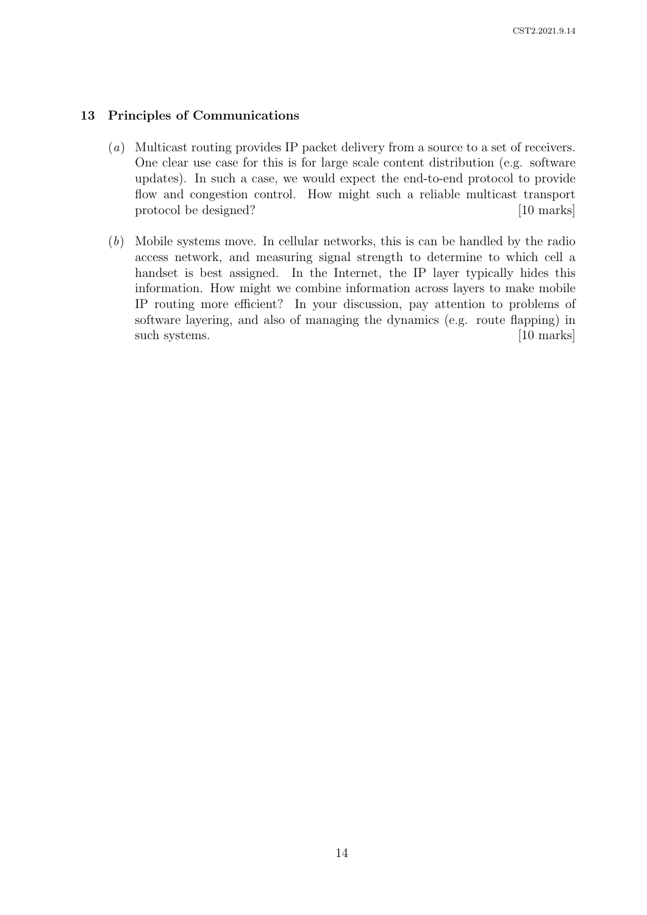## 13 Principles of Communications

(*a*) Multicast routing provides IP packet delivery from a source to a set of receivers. One clear use case for this is for large scale content distribution (e.g. software updates). In such a case, we would expect the end-to-end protocol to provide flow and congestion control. How might such a reliable multicast transport protocol be designed? [10 marks]

(*b*) Mobile systems move. In cellular networks, this is can be handled by the radio access network, and measuring signal strength to determine to which cell a handset is best assigned. In the Internet, the IP layer typically hides this information. How might we combine information across layers to make mobile IP routing more efficient? In your discussion, pay attention to problems of software layering, and also of managing the dynamics (e.g. route flapping) in such systems. [10 marks]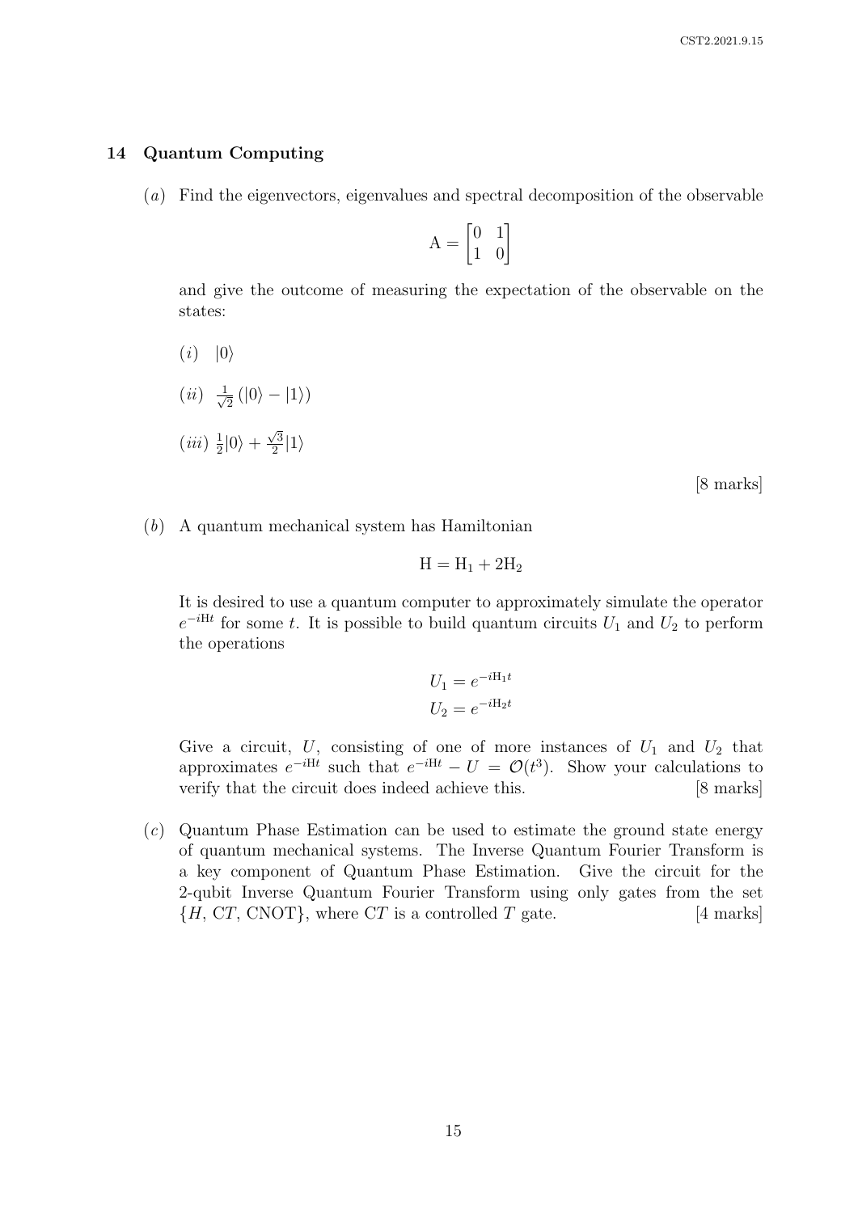## 14 Quantum Computing

(*a*) Find the eigenvectors, eigenvalues and spectral decomposition of the observable

$$\mathrm{A} = \begin{bmatrix} 0 & 1 \\ 1 & 0 \end{bmatrix}$$

and give the outcome of measuring the expectation of the observable on the states:

(*i*) $|0\rangle$

(*ii*) $\frac{1}{\sqrt{2}}(|0\rangle - |1\rangle)$

(*iii*) $\frac{1}{2}|0\rangle + \frac{\sqrt{3}}{2}|1\rangle$

[8 marks]

(*b*) A quantum mechanical system has Hamiltonian

$$\mathrm{H} = \mathrm{H}_1 + 2\mathrm{H}_2$$

It is desired to use a quantum computer to approximately simulate the operator $e^{-i\mathrm{H}t}$ for some $t$. It is possible to build quantum circuits $U_1$ and $U_2$ to perform the operations

$$U_1 = e^{-i\mathrm{H}_1 t}$$
$$U_2 = e^{-i\mathrm{H}_2 t}$$

Give a circuit, $U$, consisting of one of more instances of $U_1$ and $U_2$ that approximates $e^{-i\mathrm{H}t}$ such that $e^{-i\mathrm{H}t} - U = \mathcal{O}(t^3)$. Show your calculations to verify that the circuit does indeed achieve this. [8 marks]

(*c*) Quantum Phase Estimation can be used to estimate the ground state energy of quantum mechanical systems. The Inverse Quantum Fourier Transform is a key component of Quantum Phase Estimation. Give the circuit for the 2-qubit Inverse Quantum Fourier Transform using only gates from the set $\{H, \mathrm{C}T, \mathrm{CNOT}\}$, where C$T$ is a controlled $T$ gate. [4 marks]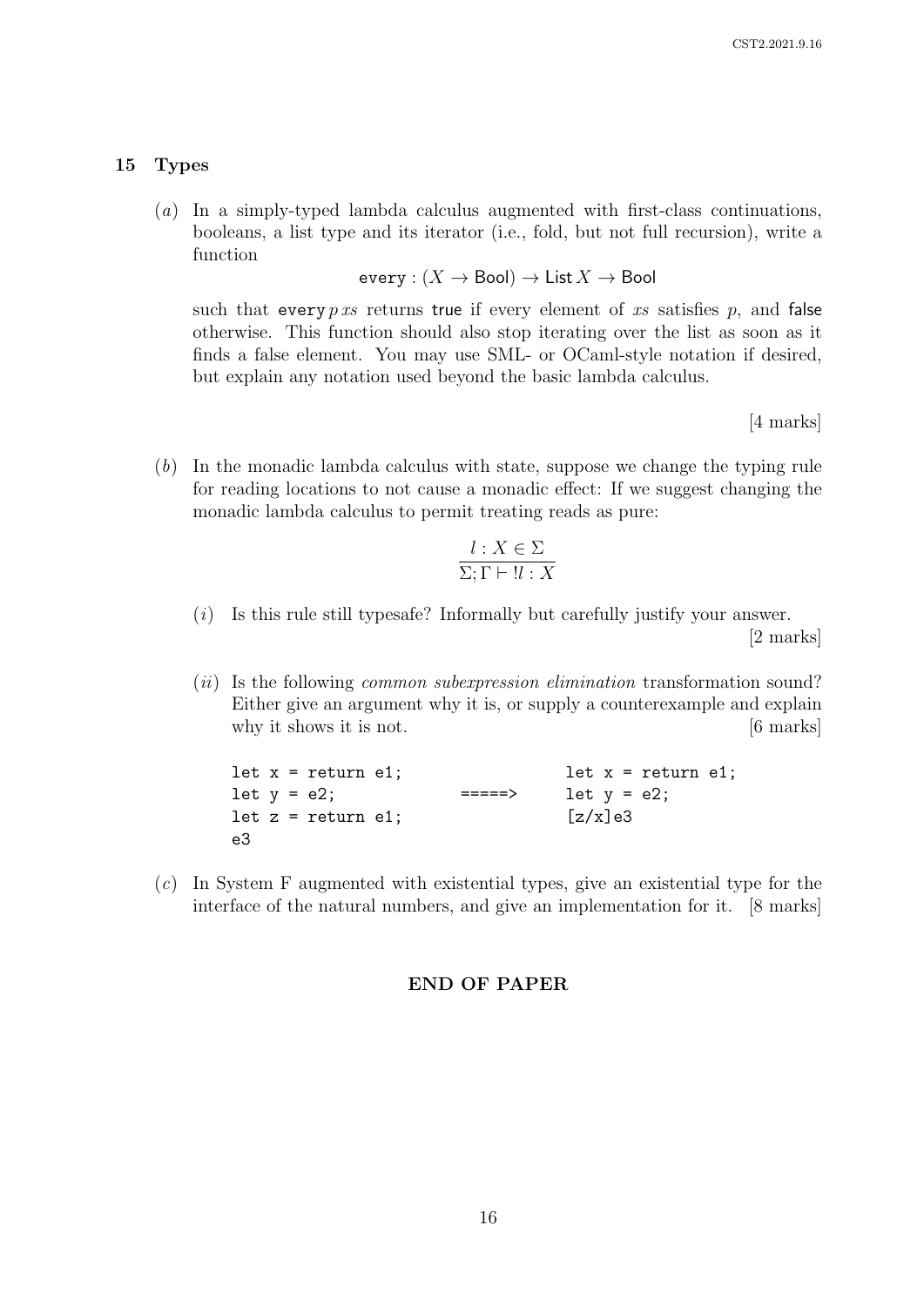## 15 Types

(*a*) In a simply-typed lambda calculus augmented with first-class continuations, booleans, a list type and its iterator (i.e., fold, but not full recursion), write a function

$$\texttt{every} : (X \to \mathsf{Bool}) \to \mathsf{List}\, X \to \mathsf{Bool}$$

such that $\texttt{every}\, p\, xs$ returns $\mathsf{true}$ if every element of $xs$ satisfies $p$, and $\mathsf{false}$ otherwise. This function should also stop iterating over the list as soon as it finds a false element. You may use SML- or OCaml-style notation if desired, but explain any notation used beyond the basic lambda calculus.

[4 marks]

(*b*) In the monadic lambda calculus with state, suppose we change the typing rule for reading locations to not cause a monadic effect: If we suggest changing the monadic lambda calculus to permit treating reads as pure:

$$\frac{l : X \in \Sigma}{\Sigma; \Gamma \vdash !l : X}$$

(*i*) Is this rule still typesafe? Informally but carefully justify your answer. [2 marks]

(*ii*) Is the following *common subexpression elimination* transformation sound? Either give an argument why it is, or supply a counterexample and explain why it shows it is not. [6 marks]

```
let x = return e1;                    let x = return e1;
let y = e2;             =====>        let y = e2;
let z = return e1;                    [z/x]e3
e3
```

(*c*) In System F augmented with existential types, give an existential type for the interface of the natural numbers, and give an implementation for it. [8 marks]

**END OF PAPER**